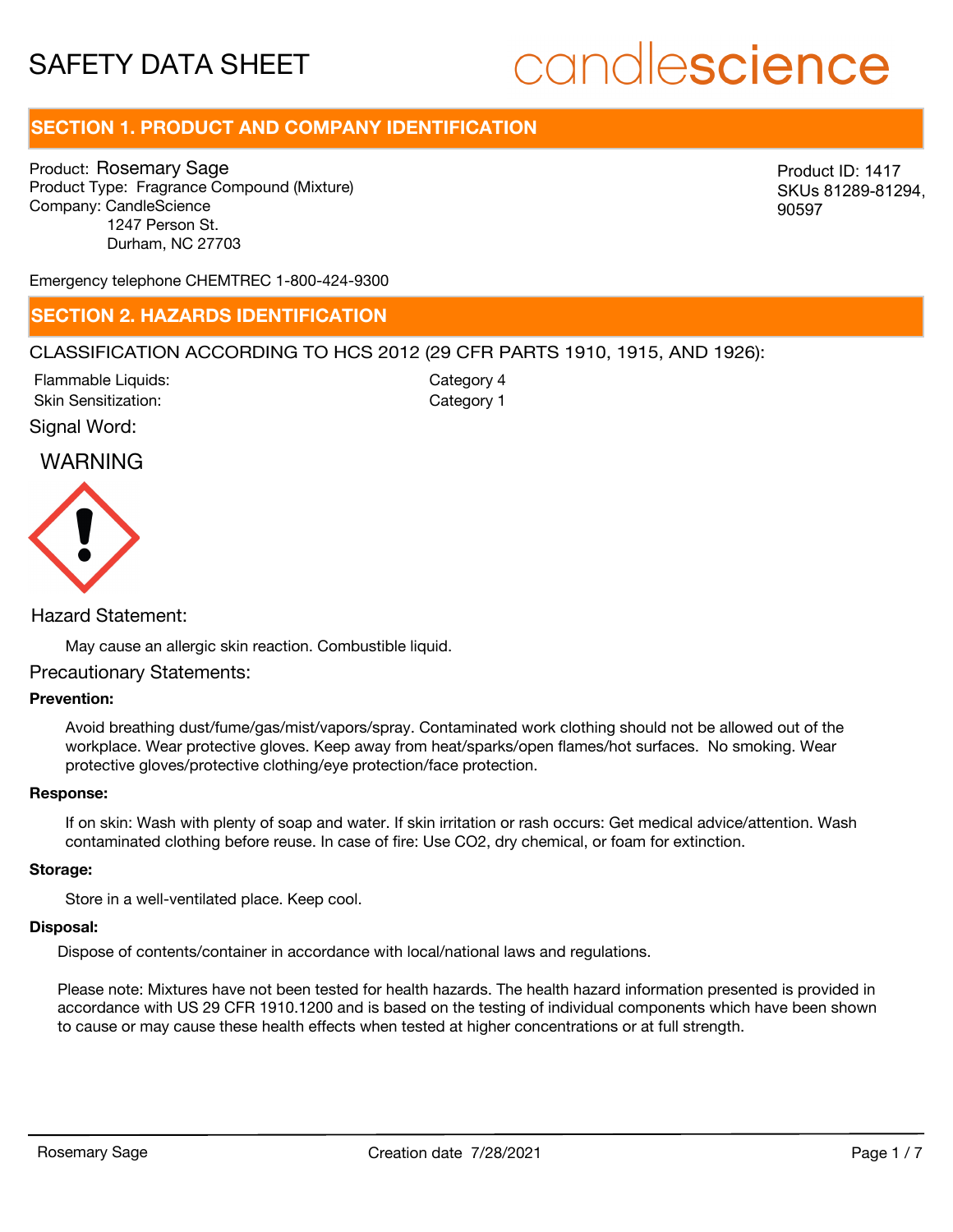# SAFETY DATA SHEET

candlescience

## SECTION 1. PRODUCT AND COMPANY IDENTIFICATION

Product: Rosemary Sage
Product Type: Fragrance Compound (Mixture)
Company: CandleScience
1247 Person St.
Durham, NC 27703

Product ID: 1417
SKUs 81289-81294, 90597

Emergency telephone CHEMTREC 1-800-424-9300

## SECTION 2. HAZARDS IDENTIFICATION

CLASSIFICATION ACCORDING TO HCS 2012 (29 CFR PARTS 1910, 1915, AND 1926):

| | |
|---|---|
| Flammable Liquids: | Category 4 |
| Skin Sensitization: | Category 1 |

Signal Word:

WARNING

Hazard Statement:

May cause an allergic skin reaction. Combustible liquid.

Precautionary Statements:

**Prevention:**

Avoid breathing dust/fume/gas/mist/vapors/spray. Contaminated work clothing should not be allowed out of the workplace. Wear protective gloves. Keep away from heat/sparks/open flames/hot surfaces. No smoking. Wear protective gloves/protective clothing/eye protection/face protection.

**Response:**

If on skin: Wash with plenty of soap and water. If skin irritation or rash occurs: Get medical advice/attention. Wash contaminated clothing before reuse. In case of fire: Use $CO_2$, dry chemical, or foam for extinction.

**Storage:**

Store in a well-ventilated place. Keep cool.

**Disposal:**

Dispose of contents/container in accordance with local/national laws and regulations.

Please note: Mixtures have not been tested for health hazards. The health hazard information presented is provided in accordance with US 29 CFR 1910.1200 and is based on the testing of individual components which have been shown to cause or may cause these health effects when tested at higher concentrations or at full strength.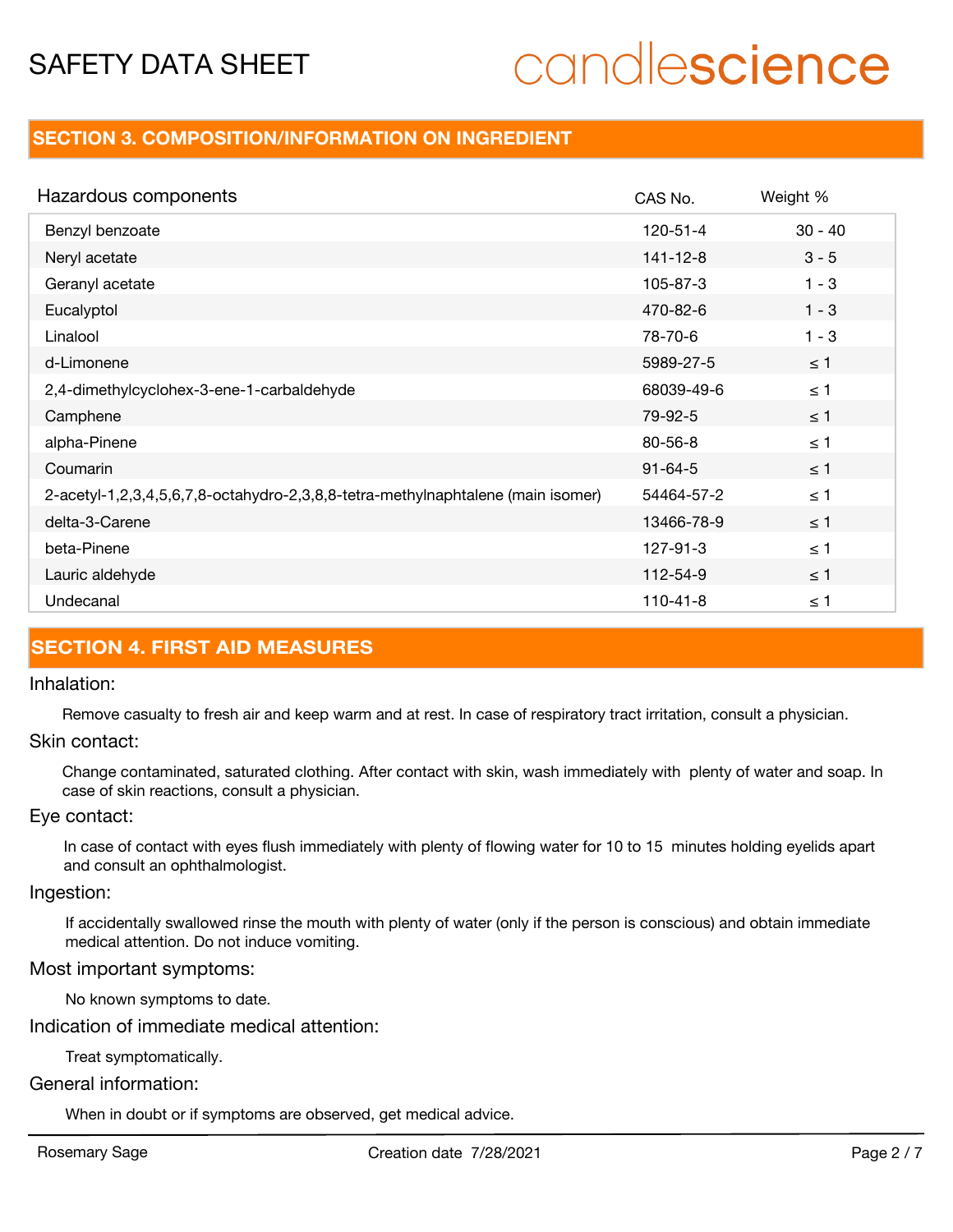## SECTION 3. COMPOSITION/INFORMATION ON INGREDIENT

| Hazardous components | CAS No. | Weight % |
|---|---|---|
| Benzyl benzoate | 120-51-4 | 30 - 40 |
| Neryl acetate | 141-12-8 | 3 - 5 |
| Geranyl acetate | 105-87-3 | 1 - 3 |
| Eucalyptol | 470-82-6 | 1 - 3 |
| Linalool | 78-70-6 | 1 - 3 |
| d-Limonene | 5989-27-5 | ≤ 1 |
| 2,4-dimethylcyclohex-3-ene-1-carbaldehyde | 68039-49-6 | ≤ 1 |
| Camphene | 79-92-5 | ≤ 1 |
| alpha-Pinene | 80-56-8 | ≤ 1 |
| Coumarin | 91-64-5 | ≤ 1 |
| 2-acetyl-1,2,3,4,5,6,7,8-octahydro-2,3,8,8-tetra-methylnaphtalene (main isomer) | 54464-57-2 | ≤ 1 |
| delta-3-Carene | 13466-78-9 | ≤ 1 |
| beta-Pinene | 127-91-3 | ≤ 1 |
| Lauric aldehyde | 112-54-9 | ≤ 1 |
| Undecanal | 110-41-8 | ≤ 1 |

## SECTION 4. FIRST AID MEASURES

### Inhalation:

Remove casualty to fresh air and keep warm and at rest. In case of respiratory tract irritation, consult a physician.

### Skin contact:

Change contaminated, saturated clothing. After contact with skin, wash immediately with plenty of water and soap. In case of skin reactions, consult a physician.

### Eye contact:

In case of contact with eyes flush immediately with plenty of flowing water for 10 to 15 minutes holding eyelids apart and consult an ophthalmologist.

### Ingestion:

If accidentally swallowed rinse the mouth with plenty of water (only if the person is conscious) and obtain immediate medical attention. Do not induce vomiting.

### Most important symptoms:

No known symptoms to date.

### Indication of immediate medical attention:

Treat symptomatically.

### General information:

When in doubt or if symptoms are observed, get medical advice.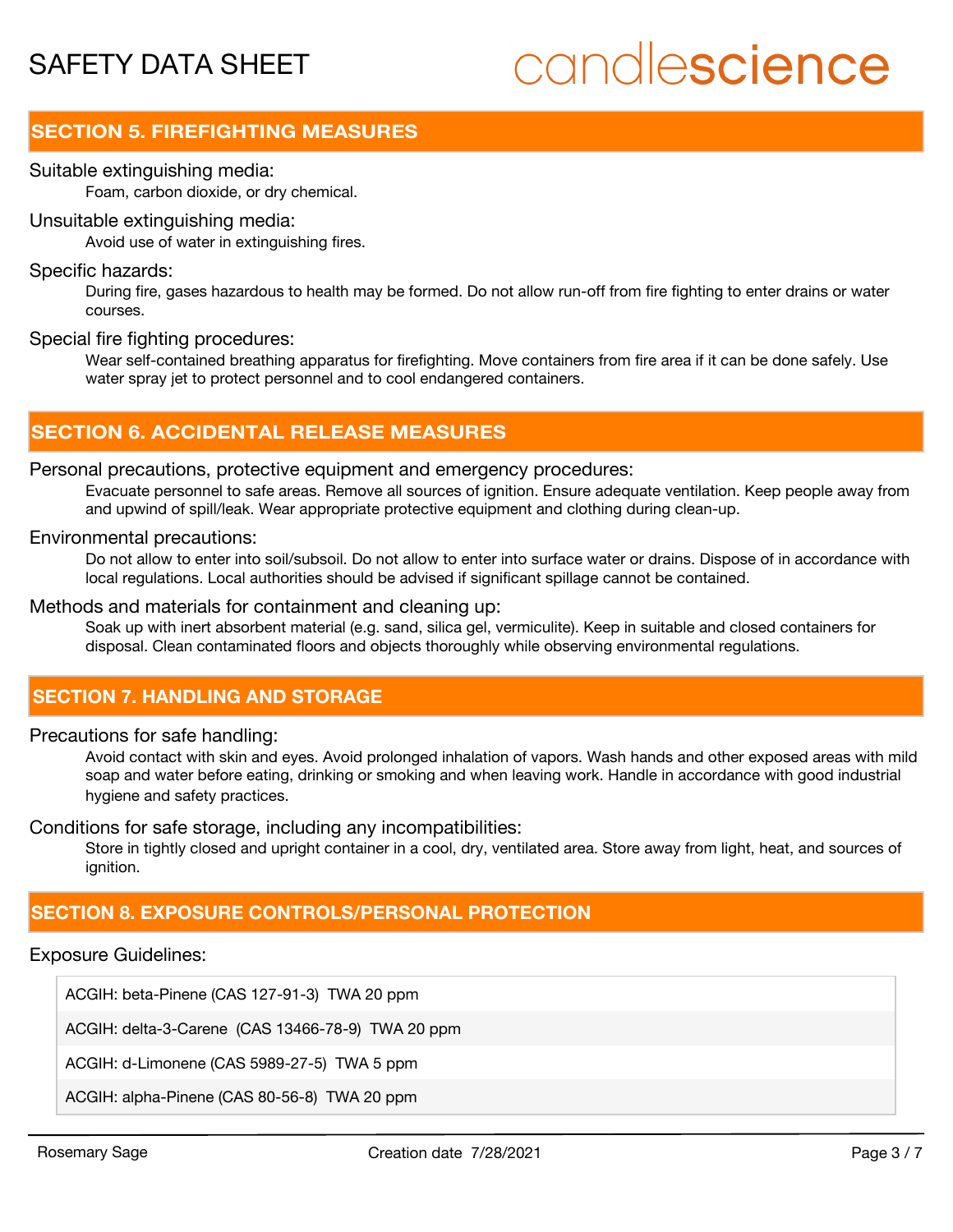## SECTION 5. FIREFIGHTING MEASURES

Suitable extinguishing media:

Foam, carbon dioxide, or dry chemical.

Unsuitable extinguishing media:

Avoid use of water in extinguishing fires.

Specific hazards:

During fire, gases hazardous to health may be formed. Do not allow run-off from fire fighting to enter drains or water courses.

Special fire fighting procedures:

Wear self-contained breathing apparatus for firefighting. Move containers from fire area if it can be done safely. Use water spray jet to protect personnel and to cool endangered containers.

## SECTION 6. ACCIDENTAL RELEASE MEASURES

Personal precautions, protective equipment and emergency procedures:

Evacuate personnel to safe areas. Remove all sources of ignition. Ensure adequate ventilation. Keep people away from and upwind of spill/leak. Wear appropriate protective equipment and clothing during clean-up.

Environmental precautions:

Do not allow to enter into soil/subsoil. Do not allow to enter into surface water or drains. Dispose of in accordance with local regulations. Local authorities should be advised if significant spillage cannot be contained.

Methods and materials for containment and cleaning up:

Soak up with inert absorbent material (e.g. sand, silica gel, vermiculite). Keep in suitable and closed containers for disposal. Clean contaminated floors and objects thoroughly while observing environmental regulations.

## SECTION 7. HANDLING AND STORAGE

Precautions for safe handling:

Avoid contact with skin and eyes. Avoid prolonged inhalation of vapors. Wash hands and other exposed areas with mild soap and water before eating, drinking or smoking and when leaving work. Handle in accordance with good industrial hygiene and safety practices.

Conditions for safe storage, including any incompatibilities:

Store in tightly closed and upright container in a cool, dry, ventilated area. Store away from light, heat, and sources of ignition.

## SECTION 8. EXPOSURE CONTROLS/PERSONAL PROTECTION

Exposure Guidelines:

| |
|---|
| ACGIH: beta-Pinene (CAS 127-91-3) TWA 20 ppm |
| ACGIH: delta-3-Carene (CAS 13466-78-9) TWA 20 ppm |
| ACGIH: d-Limonene (CAS 5989-27-5) TWA 5 ppm |
| ACGIH: alpha-Pinene (CAS 80-56-8) TWA 20 ppm |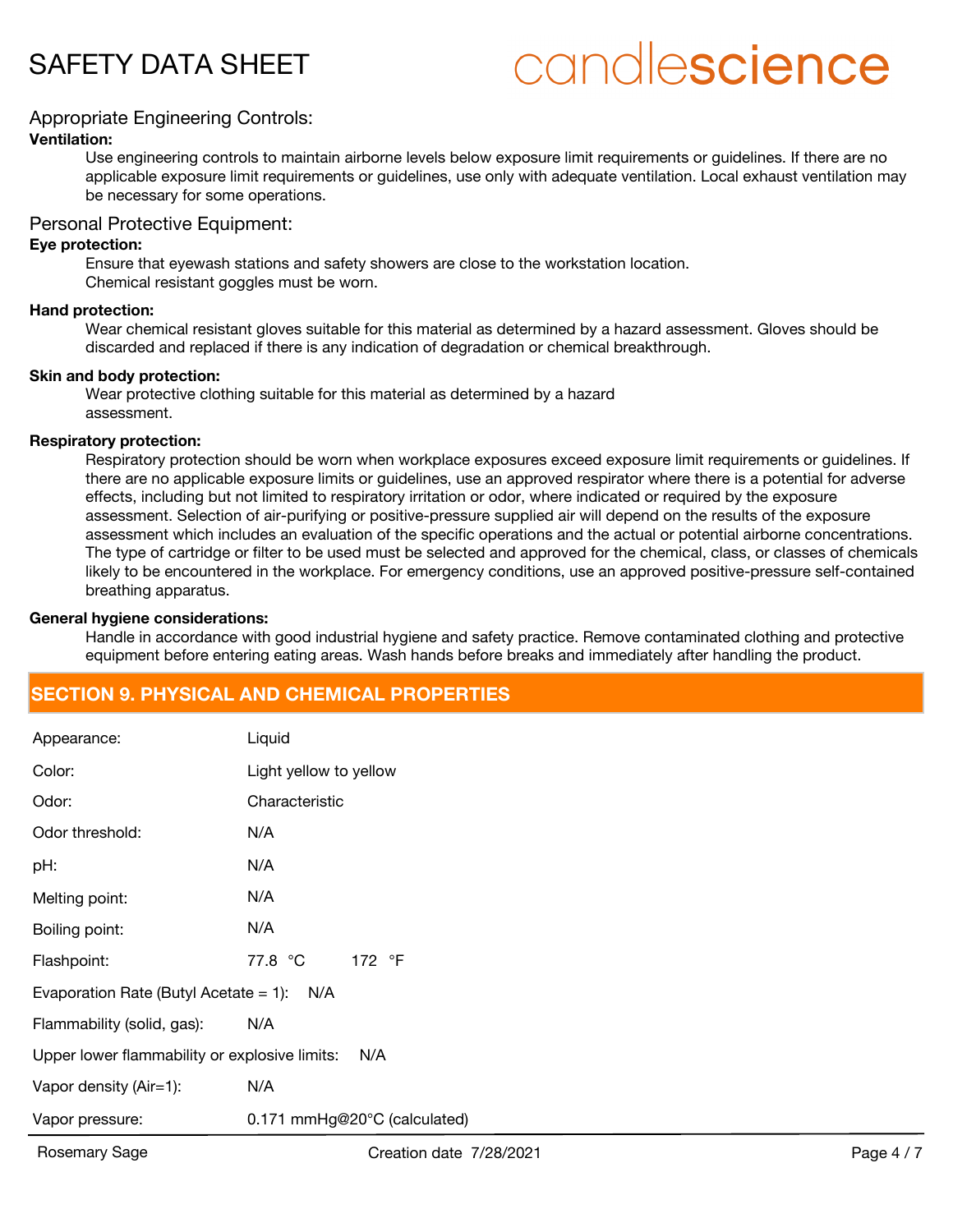## Appropriate Engineering Controls:

**Ventilation:**

Use engineering controls to maintain airborne levels below exposure limit requirements or guidelines. If there are no applicable exposure limit requirements or guidelines, use only with adequate ventilation. Local exhaust ventilation may be necessary for some operations.

## Personal Protective Equipment:

**Eye protection:**

Ensure that eyewash stations and safety showers are close to the workstation location.
Chemical resistant goggles must be worn.

**Hand protection:**

Wear chemical resistant gloves suitable for this material as determined by a hazard assessment. Gloves should be discarded and replaced if there is any indication of degradation or chemical breakthrough.

**Skin and body protection:**

Wear protective clothing suitable for this material as determined by a hazard assessment.

**Respiratory protection:**

Respiratory protection should be worn when workplace exposures exceed exposure limit requirements or guidelines. If there are no applicable exposure limits or guidelines, use an approved respirator where there is a potential for adverse effects, including but not limited to respiratory irritation or odor, where indicated or required by the exposure assessment. Selection of air-purifying or positive-pressure supplied air will depend on the results of the exposure assessment which includes an evaluation of the specific operations and the actual or potential airborne concentrations. The type of cartridge or filter to be used must be selected and approved for the chemical, class, or classes of chemicals likely to be encountered in the workplace. For emergency conditions, use an approved positive-pressure self-contained breathing apparatus.

**General hygiene considerations:**

Handle in accordance with good industrial hygiene and safety practice. Remove contaminated clothing and protective equipment before entering eating areas. Wash hands before breaks and immediately after handling the product.

# SECTION 9. PHYSICAL AND CHEMICAL PROPERTIES

| | |
|---|---|
| Appearance: | Liquid |
| Color: | Light yellow to yellow |
| Odor: | Characteristic |
| Odor threshold: | N/A |
| pH: | N/A |
| Melting point: | N/A |
| Boiling point: | N/A |
| Flashpoint: | 77.8 °C 172 °F |
| Evaporation Rate (Butyl Acetate = 1): | N/A |
| Flammability (solid, gas): | N/A |
| Upper lower flammability or explosive limits: | N/A |
| Vapor density (Air=1): | N/A |
| Vapor pressure: | 0.171 mmHg@20°C (calculated) |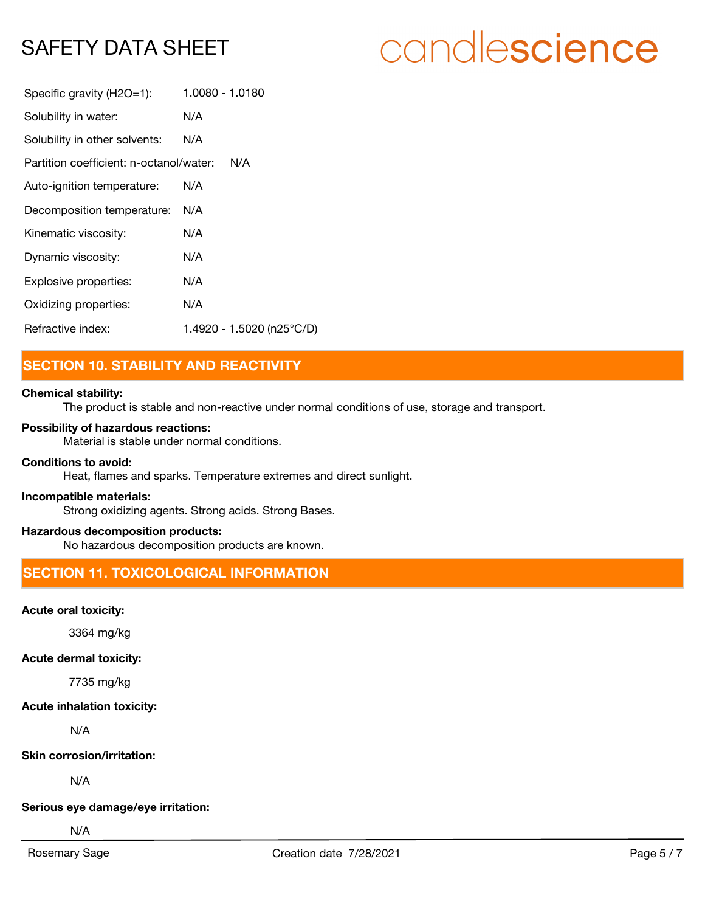Specific gravity ($H_2O$=1): 1.0080 - 1.0180

Solubility in water: N/A

Solubility in other solvents: N/A

Partition coefficient: n-octanol/water: N/A

Auto-ignition temperature: N/A

Decomposition temperature: N/A

Kinematic viscosity: N/A

Dynamic viscosity: N/A

Explosive properties: N/A

Oxidizing properties: N/A

Refractive index: 1.4920 - 1.5020 (n25°C/D)

## SECTION 10. STABILITY AND REACTIVITY

**Chemical stability:**

The product is stable and non-reactive under normal conditions of use, storage and transport.

**Possibility of hazardous reactions:**

Material is stable under normal conditions.

**Conditions to avoid:**

Heat, flames and sparks. Temperature extremes and direct sunlight.

**Incompatible materials:**

Strong oxidizing agents. Strong acids. Strong Bases.

**Hazardous decomposition products:**

No hazardous decomposition products are known.

## SECTION 11. TOXICOLOGICAL INFORMATION

**Acute oral toxicity:**

3364 mg/kg

**Acute dermal toxicity:**

7735 mg/kg

**Acute inhalation toxicity:**

N/A

**Skin corrosion/irritation:**

N/A

**Serious eye damage/eye irritation:**

N/A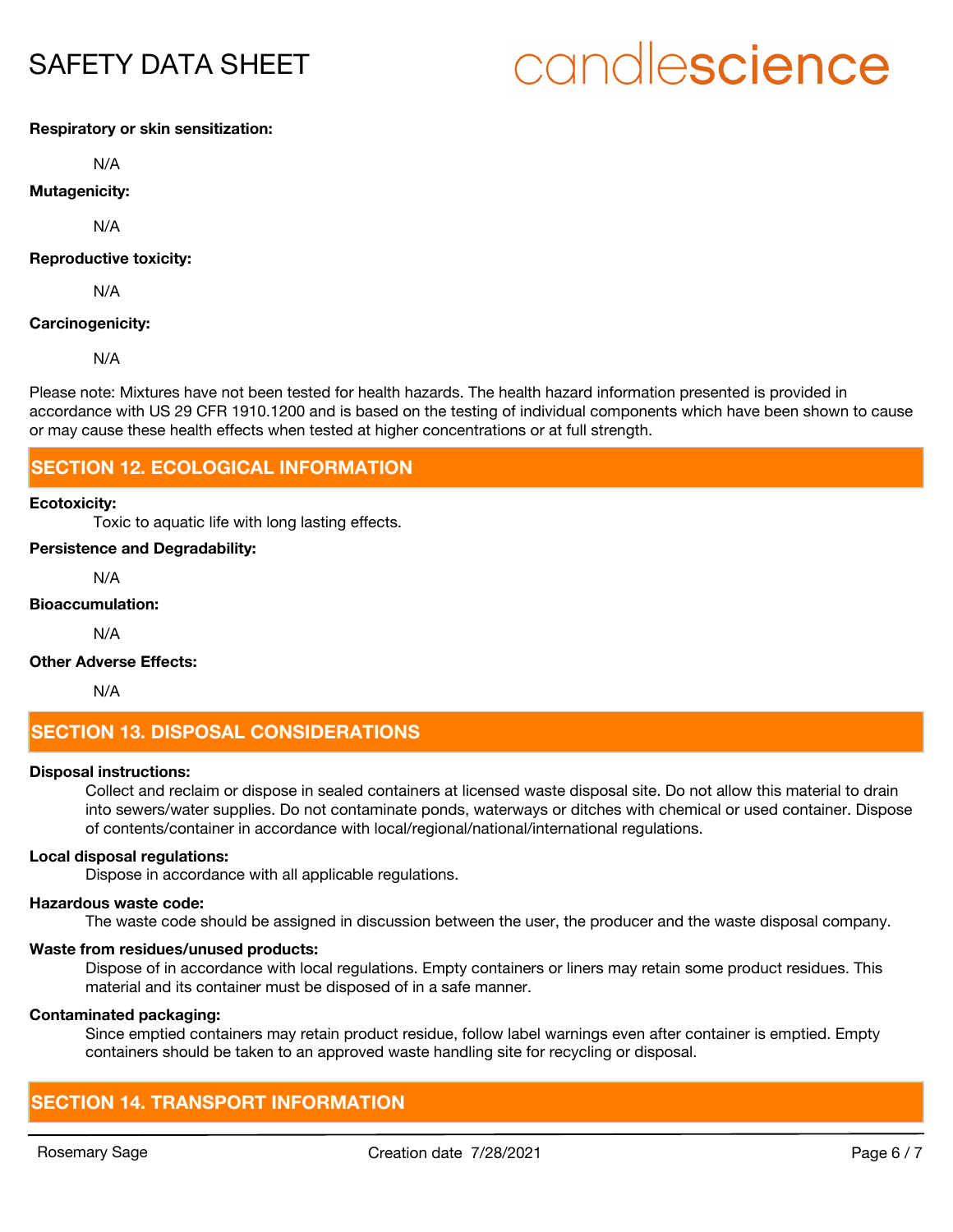**Respiratory or skin sensitization:**

N/A

**Mutagenicity:**

N/A

**Reproductive toxicity:**

N/A

**Carcinogenicity:**

N/A

Please note: Mixtures have not been tested for health hazards. The health hazard information presented is provided in accordance with US 29 CFR 1910.1200 and is based on the testing of individual components which have been shown to cause or may cause these health effects when tested at higher concentrations or at full strength.

## SECTION 12. ECOLOGICAL INFORMATION

**Ecotoxicity:**

Toxic to aquatic life with long lasting effects.

**Persistence and Degradability:**

N/A

**Bioaccumulation:**

N/A

**Other Adverse Effects:**

N/A

## SECTION 13. DISPOSAL CONSIDERATIONS

**Disposal instructions:**

Collect and reclaim or dispose in sealed containers at licensed waste disposal site. Do not allow this material to drain into sewers/water supplies. Do not contaminate ponds, waterways or ditches with chemical or used container. Dispose of contents/container in accordance with local/regional/national/international regulations.

**Local disposal regulations:**

Dispose in accordance with all applicable regulations.

**Hazardous waste code:**

The waste code should be assigned in discussion between the user, the producer and the waste disposal company.

**Waste from residues/unused products:**

Dispose of in accordance with local regulations. Empty containers or liners may retain some product residues. This material and its container must be disposed of in a safe manner.

**Contaminated packaging:**

Since emptied containers may retain product residue, follow label warnings even after container is emptied. Empty containers should be taken to an approved waste handling site for recycling or disposal.

## SECTION 14. TRANSPORT INFORMATION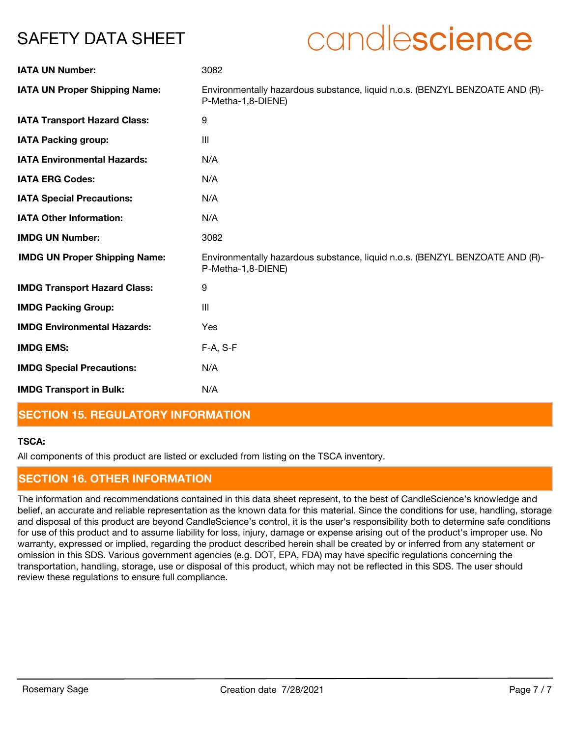| | |
|---|---|
| **IATA UN Number:** | 3082 |
| **IATA UN Proper Shipping Name:** | Environmentally hazardous substance, liquid n.o.s. (BENZYL BENZOATE AND (R)-P-Metha-1,8-DIENE) |
| **IATA Transport Hazard Class:** | 9 |
| **IATA Packing group:** | III |
| **IATA Environmental Hazards:** | N/A |
| **IATA ERG Codes:** | N/A |
| **IATA Special Precautions:** | N/A |
| **IATA Other Information:** | N/A |
| **IMDG UN Number:** | 3082 |
| **IMDG UN Proper Shipping Name:** | Environmentally hazardous substance, liquid n.o.s. (BENZYL BENZOATE AND (R)-P-Metha-1,8-DIENE) |
| **IMDG Transport Hazard Class:** | 9 |
| **IMDG Packing Group:** | III |
| **IMDG Environmental Hazards:** | Yes |
| **IMDG EMS:** | F-A, S-F |
| **IMDG Special Precautions:** | N/A |
| **IMDG Transport in Bulk:** | N/A |

## SECTION 15. REGULATORY INFORMATION

**TSCA:**

All components of this product are listed or excluded from listing on the TSCA inventory.

## SECTION 16. OTHER INFORMATION

The information and recommendations contained in this data sheet represent, to the best of CandleScience's knowledge and belief, an accurate and reliable representation as the known data for this material. Since the conditions for use, handling, storage and disposal of this product are beyond CandleScience's control, it is the user's responsibility both to determine safe conditions for use of this product and to assume liability for loss, injury, damage or expense arising out of the product's improper use. No warranty, expressed or implied, regarding the product described herein shall be created by or inferred from any statement or omission in this SDS. Various government agencies (e.g. DOT, EPA, FDA) may have specific regulations concerning the transportation, handling, storage, use or disposal of this product, which may not be reflected in this SDS. The user should review these regulations to ensure full compliance.